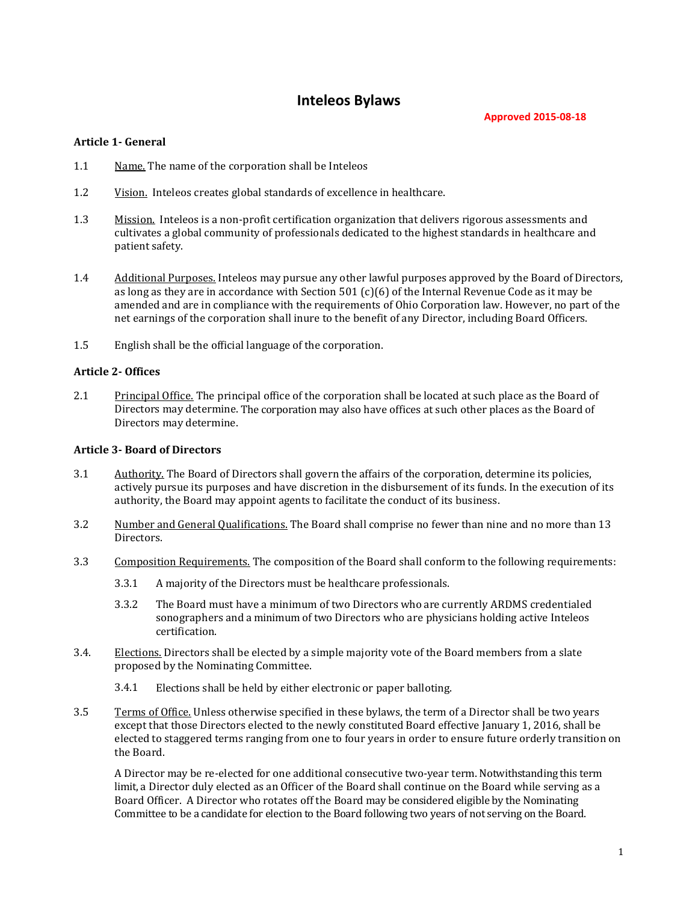# Inteleos Bylaws

**Approved 2015-08-18**

## Article 1- General

1.1 Name. The name of the corporation shall be Inteleos

1.2 Vision. Inteleos creates global standards of excellence in healthcare.

1.3 Mission. Inteleos is a non-profit certification organization that delivers rigorous assessments and cultivates a global community of professionals dedicated to the highest standards in healthcare and patient safety.

1.4 Additional Purposes. Inteleos may pursue any other lawful purposes approved by the Board of Directors, as long as they are in accordance with Section 501 (c)(6) of the Internal Revenue Code as it may be amended and are in compliance with the requirements of Ohio Corporation law. However, no part of the net earnings of the corporation shall inure to the benefit of any Director, including Board Officers.

1.5 English shall be the official language of the corporation.

## Article 2- Offices

2.1 Principal Office. The principal office of the corporation shall be located at such place as the Board of Directors may determine. The corporation may also have offices at such other places as the Board of Directors may determine.

## Article 3- Board of Directors

3.1 Authority. The Board of Directors shall govern the affairs of the corporation, determine its policies, actively pursue its purposes and have discretion in the disbursement of its funds. In the execution of its authority, the Board may appoint agents to facilitate the conduct of its business.

3.2 Number and General Qualifications. The Board shall comprise no fewer than nine and no more than 13 Directors.

3.3 Composition Requirements. The composition of the Board shall conform to the following requirements:

3.3.1 A majority of the Directors must be healthcare professionals.

3.3.2 The Board must have a minimum of two Directors who are currently ARDMS credentialed sonographers and a minimum of two Directors who are physicians holding active Inteleos certification.

3.4. Elections. Directors shall be elected by a simple majority vote of the Board members from a slate proposed by the Nominating Committee.

3.4.1 Elections shall be held by either electronic or paper balloting.

3.5 Terms of Office. Unless otherwise specified in these bylaws, the term of a Director shall be two years except that those Directors elected to the newly constituted Board effective January 1, 2016, shall be elected to staggered terms ranging from one to four years in order to ensure future orderly transition on the Board.

A Director may be re-elected for one additional consecutive two-year term. Notwithstanding this term limit, a Director duly elected as an Officer of the Board shall continue on the Board while serving as a Board Officer. A Director who rotates off the Board may be considered eligible by the Nominating Committee to be a candidate for election to the Board following two years of not serving on the Board.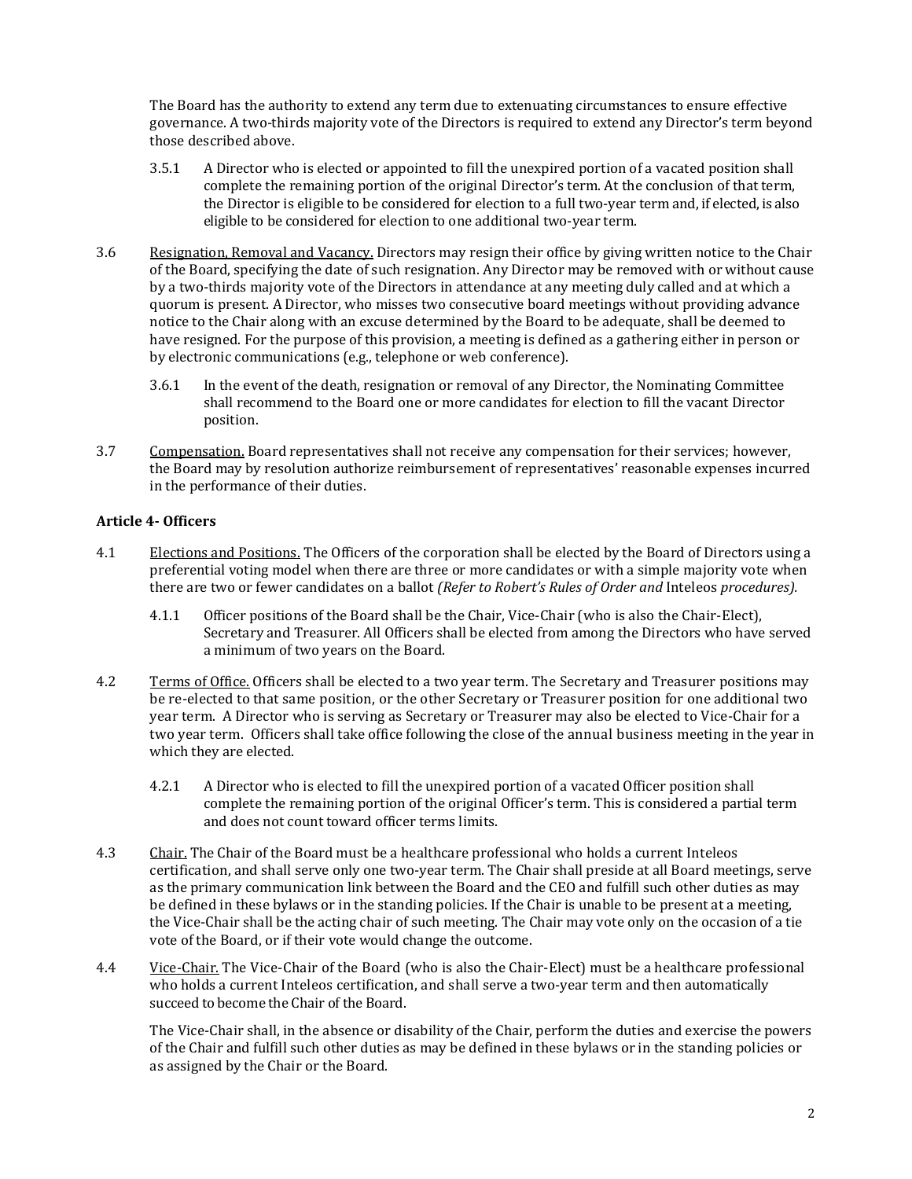The Board has the authority to extend any term due to extenuating circumstances to ensure effective governance. A two-thirds majority vote of the Directors is required to extend any Director's term beyond those described above.

3.5.1 A Director who is elected or appointed to fill the unexpired portion of a vacated position shall complete the remaining portion of the original Director's term. At the conclusion of that term, the Director is eligible to be considered for election to a full two-year term and, if elected, is also eligible to be considered for election to one additional two-year term.

3.6 Resignation, Removal and Vacancy. Directors may resign their office by giving written notice to the Chair of the Board, specifying the date of such resignation. Any Director may be removed with or without cause by a two-thirds majority vote of the Directors in attendance at any meeting duly called and at which a quorum is present. A Director, who misses two consecutive board meetings without providing advance notice to the Chair along with an excuse determined by the Board to be adequate, shall be deemed to have resigned. For the purpose of this provision, a meeting is defined as a gathering either in person or by electronic communications (e.g., telephone or web conference).

3.6.1 In the event of the death, resignation or removal of any Director, the Nominating Committee shall recommend to the Board one or more candidates for election to fill the vacant Director position.

3.7 Compensation. Board representatives shall not receive any compensation for their services; however, the Board may by resolution authorize reimbursement of representatives' reasonable expenses incurred in the performance of their duties.

**Article 4- Officers**

4.1 Elections and Positions. The Officers of the corporation shall be elected by the Board of Directors using a preferential voting model when there are three or more candidates or with a simple majority vote when there are two or fewer candidates on a ballot *(Refer to Robert's Rules of Order and* Inteleos *procedures).*

4.1.1 Officer positions of the Board shall be the Chair, Vice-Chair (who is also the Chair-Elect), Secretary and Treasurer. All Officers shall be elected from among the Directors who have served a minimum of two years on the Board.

4.2 Terms of Office. Officers shall be elected to a two year term. The Secretary and Treasurer positions may be re-elected to that same position, or the other Secretary or Treasurer position for one additional two year term. A Director who is serving as Secretary or Treasurer may also be elected to Vice-Chair for a two year term. Officers shall take office following the close of the annual business meeting in the year in which they are elected.

4.2.1 A Director who is elected to fill the unexpired portion of a vacated Officer position shall complete the remaining portion of the original Officer's term. This is considered a partial term and does not count toward officer terms limits.

4.3 Chair. The Chair of the Board must be a healthcare professional who holds a current Inteleos certification, and shall serve only one two-year term. The Chair shall preside at all Board meetings, serve as the primary communication link between the Board and the CEO and fulfill such other duties as may be defined in these bylaws or in the standing policies. If the Chair is unable to be present at a meeting, the Vice-Chair shall be the acting chair of such meeting. The Chair may vote only on the occasion of a tie vote of the Board, or if their vote would change the outcome.

4.4 Vice-Chair. The Vice-Chair of the Board (who is also the Chair-Elect) must be a healthcare professional who holds a current Inteleos certification, and shall serve a two-year term and then automatically succeed to become the Chair of the Board.

The Vice-Chair shall, in the absence or disability of the Chair, perform the duties and exercise the powers of the Chair and fulfill such other duties as may be defined in these bylaws or in the standing policies or as assigned by the Chair or the Board.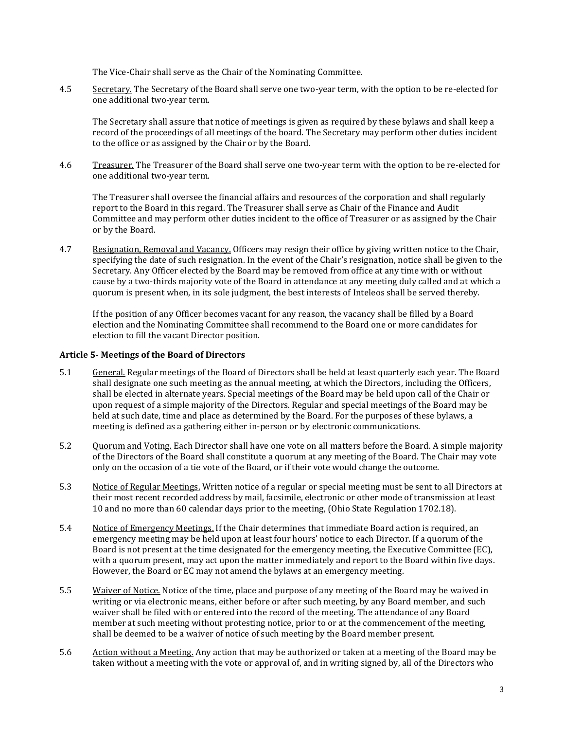The Vice-Chair shall serve as the Chair of the Nominating Committee.

4.5 Secretary. The Secretary of the Board shall serve one two-year term, with the option to be re-elected for one additional two-year term.

The Secretary shall assure that notice of meetings is given as required by these bylaws and shall keep a record of the proceedings of all meetings of the board. The Secretary may perform other duties incident to the office or as assigned by the Chair or by the Board.

4.6 Treasurer. The Treasurer of the Board shall serve one two-year term with the option to be re-elected for one additional two-year term.

The Treasurer shall oversee the financial affairs and resources of the corporation and shall regularly report to the Board in this regard. The Treasurer shall serve as Chair of the Finance and Audit Committee and may perform other duties incident to the office of Treasurer or as assigned by the Chair or by the Board.

4.7 Resignation, Removal and Vacancy. Officers may resign their office by giving written notice to the Chair, specifying the date of such resignation. In the event of the Chair's resignation, notice shall be given to the Secretary. Any Officer elected by the Board may be removed from office at any time with or without cause by a two-thirds majority vote of the Board in attendance at any meeting duly called and at which a quorum is present when, in its sole judgment, the best interests of Inteleos shall be served thereby.

If the position of any Officer becomes vacant for any reason, the vacancy shall be filled by a Board election and the Nominating Committee shall recommend to the Board one or more candidates for election to fill the vacant Director position.

### Article 5- Meetings of the Board of Directors

5.1 General. Regular meetings of the Board of Directors shall be held at least quarterly each year. The Board shall designate one such meeting as the annual meeting, at which the Directors, including the Officers, shall be elected in alternate years. Special meetings of the Board may be held upon call of the Chair or upon request of a simple majority of the Directors. Regular and special meetings of the Board may be held at such date, time and place as determined by the Board. For the purposes of these bylaws, a meeting is defined as a gathering either in-person or by electronic communications.

5.2 Quorum and Voting. Each Director shall have one vote on all matters before the Board. A simple majority of the Directors of the Board shall constitute a quorum at any meeting of the Board. The Chair may vote only on the occasion of a tie vote of the Board, or if their vote would change the outcome.

5.3 Notice of Regular Meetings. Written notice of a regular or special meeting must be sent to all Directors at their most recent recorded address by mail, facsimile, electronic or other mode of transmission at least 10 and no more than 60 calendar days prior to the meeting, (Ohio State Regulation 1702.18).

5.4 Notice of Emergency Meetings. If the Chair determines that immediate Board action is required, an emergency meeting may be held upon at least four hours' notice to each Director. If a quorum of the Board is not present at the time designated for the emergency meeting, the Executive Committee (EC), with a quorum present, may act upon the matter immediately and report to the Board within five days. However, the Board or EC may not amend the bylaws at an emergency meeting.

5.5 Waiver of Notice. Notice of the time, place and purpose of any meeting of the Board may be waived in writing or via electronic means, either before or after such meeting, by any Board member, and such waiver shall be filed with or entered into the record of the meeting. The attendance of any Board member at such meeting without protesting notice, prior to or at the commencement of the meeting, shall be deemed to be a waiver of notice of such meeting by the Board member present.

5.6 Action without a Meeting. Any action that may be authorized or taken at a meeting of the Board may be taken without a meeting with the vote or approval of, and in writing signed by, all of the Directors who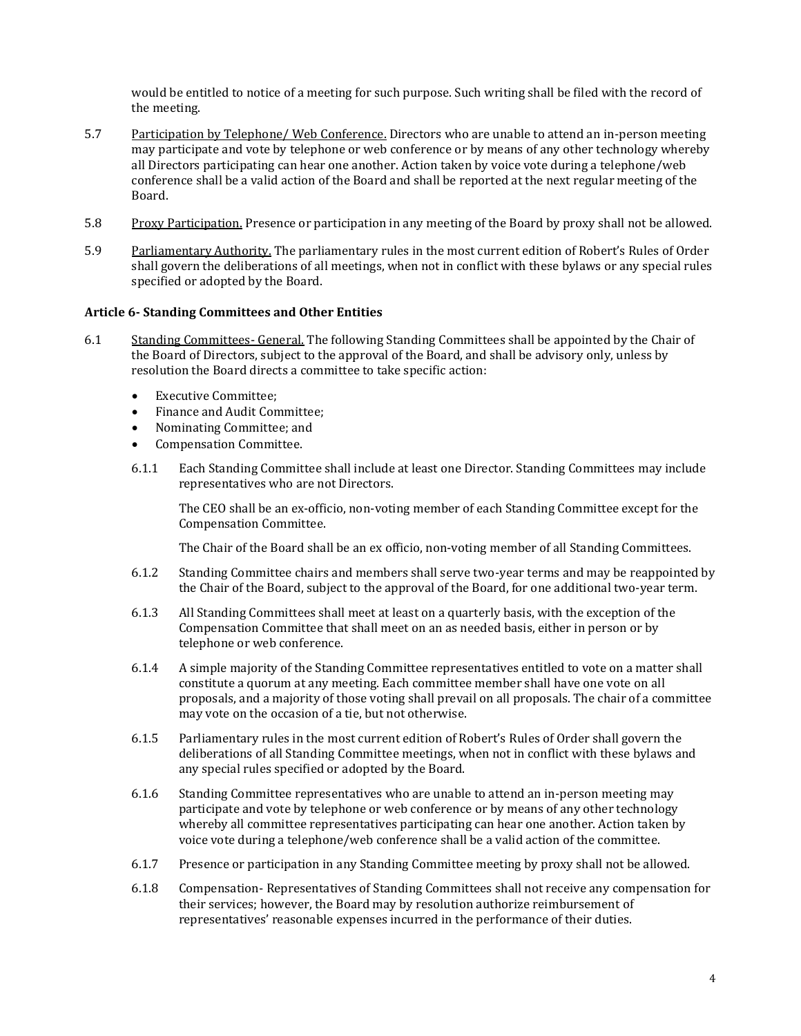would be entitled to notice of a meeting for such purpose. Such writing shall be filed with the record of the meeting.

5.7 Participation by Telephone/ Web Conference. Directors who are unable to attend an in-person meeting may participate and vote by telephone or web conference or by means of any other technology whereby all Directors participating can hear one another. Action taken by voice vote during a telephone/web conference shall be a valid action of the Board and shall be reported at the next regular meeting of the Board.

5.8 Proxy Participation. Presence or participation in any meeting of the Board by proxy shall not be allowed.

5.9 Parliamentary Authority. The parliamentary rules in the most current edition of Robert's Rules of Order shall govern the deliberations of all meetings, when not in conflict with these bylaws or any special rules specified or adopted by the Board.

**Article 6- Standing Committees and Other Entities**

6.1 Standing Committees- General. The following Standing Committees shall be appointed by the Chair of the Board of Directors, subject to the approval of the Board, and shall be advisory only, unless by resolution the Board directs a committee to take specific action:

- Executive Committee;
- Finance and Audit Committee;
- Nominating Committee; and
- Compensation Committee.

6.1.1 Each Standing Committee shall include at least one Director. Standing Committees may include representatives who are not Directors.

The CEO shall be an ex-officio, non-voting member of each Standing Committee except for the Compensation Committee.

The Chair of the Board shall be an ex officio, non-voting member of all Standing Committees.

6.1.2 Standing Committee chairs and members shall serve two-year terms and may be reappointed by the Chair of the Board, subject to the approval of the Board, for one additional two-year term.

6.1.3 All Standing Committees shall meet at least on a quarterly basis, with the exception of the Compensation Committee that shall meet on an as needed basis, either in person or by telephone or web conference.

6.1.4 A simple majority of the Standing Committee representatives entitled to vote on a matter shall constitute a quorum at any meeting. Each committee member shall have one vote on all proposals, and a majority of those voting shall prevail on all proposals. The chair of a committee may vote on the occasion of a tie, but not otherwise.

6.1.5 Parliamentary rules in the most current edition of Robert's Rules of Order shall govern the deliberations of all Standing Committee meetings, when not in conflict with these bylaws and any special rules specified or adopted by the Board.

6.1.6 Standing Committee representatives who are unable to attend an in-person meeting may participate and vote by telephone or web conference or by means of any other technology whereby all committee representatives participating can hear one another. Action taken by voice vote during a telephone/web conference shall be a valid action of the committee.

6.1.7 Presence or participation in any Standing Committee meeting by proxy shall not be allowed.

6.1.8 Compensation- Representatives of Standing Committees shall not receive any compensation for their services; however, the Board may by resolution authorize reimbursement of representatives' reasonable expenses incurred in the performance of their duties.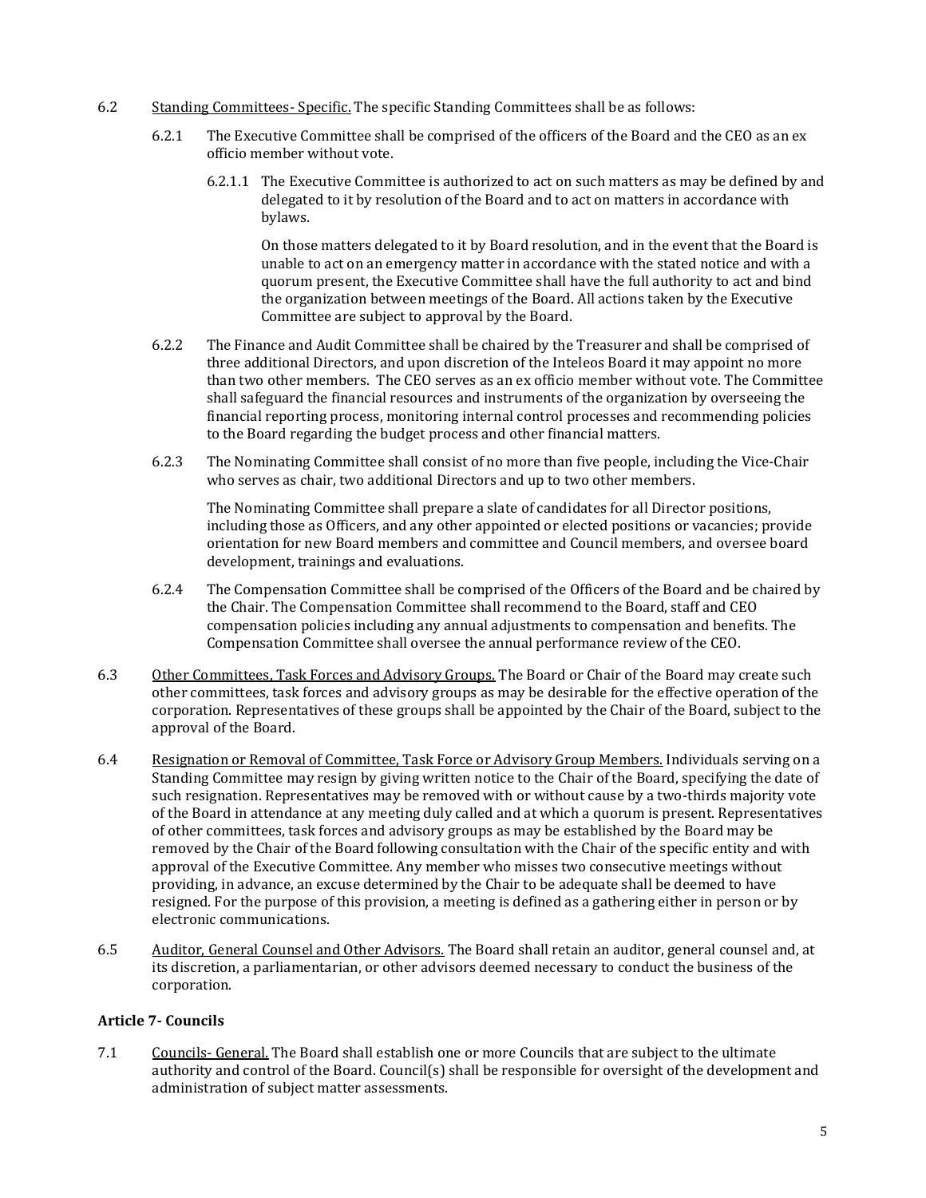6.2 Standing Committees- Specific. The specific Standing Committees shall be as follows:

6.2.1 The Executive Committee shall be comprised of the officers of the Board and the CEO as an ex officio member without vote.

6.2.1.1 The Executive Committee is authorized to act on such matters as may be defined by and delegated to it by resolution of the Board and to act on matters in accordance with bylaws.

On those matters delegated to it by Board resolution, and in the event that the Board is unable to act on an emergency matter in accordance with the stated notice and with a quorum present, the Executive Committee shall have the full authority to act and bind the organization between meetings of the Board. All actions taken by the Executive Committee are subject to approval by the Board.

6.2.2 The Finance and Audit Committee shall be chaired by the Treasurer and shall be comprised of three additional Directors, and upon discretion of the Inteleos Board it may appoint no more than two other members. The CEO serves as an ex officio member without vote. The Committee shall safeguard the financial resources and instruments of the organization by overseeing the financial reporting process, monitoring internal control processes and recommending policies to the Board regarding the budget process and other financial matters.

6.2.3 The Nominating Committee shall consist of no more than five people, including the Vice-Chair who serves as chair, two additional Directors and up to two other members.

The Nominating Committee shall prepare a slate of candidates for all Director positions, including those as Officers, and any other appointed or elected positions or vacancies; provide orientation for new Board members and committee and Council members, and oversee board development, trainings and evaluations.

6.2.4 The Compensation Committee shall be comprised of the Officers of the Board and be chaired by the Chair. The Compensation Committee shall recommend to the Board, staff and CEO compensation policies including any annual adjustments to compensation and benefits. The Compensation Committee shall oversee the annual performance review of the CEO.

6.3 Other Committees, Task Forces and Advisory Groups. The Board or Chair of the Board may create such other committees, task forces and advisory groups as may be desirable for the effective operation of the corporation. Representatives of these groups shall be appointed by the Chair of the Board, subject to the approval of the Board.

6.4 Resignation or Removal of Committee, Task Force or Advisory Group Members. Individuals serving on a Standing Committee may resign by giving written notice to the Chair of the Board, specifying the date of such resignation. Representatives may be removed with or without cause by a two-thirds majority vote of the Board in attendance at any meeting duly called and at which a quorum is present. Representatives of other committees, task forces and advisory groups as may be established by the Board may be removed by the Chair of the Board following consultation with the Chair of the specific entity and with approval of the Executive Committee. Any member who misses two consecutive meetings without providing, in advance, an excuse determined by the Chair to be adequate shall be deemed to have resigned. For the purpose of this provision, a meeting is defined as a gathering either in person or by electronic communications.

6.5 Auditor, General Counsel and Other Advisors. The Board shall retain an auditor, general counsel and, at its discretion, a parliamentarian, or other advisors deemed necessary to conduct the business of the corporation.

### Article 7- Councils

7.1 Councils- General. The Board shall establish one or more Councils that are subject to the ultimate authority and control of the Board. Council(s) shall be responsible for oversight of the development and administration of subject matter assessments.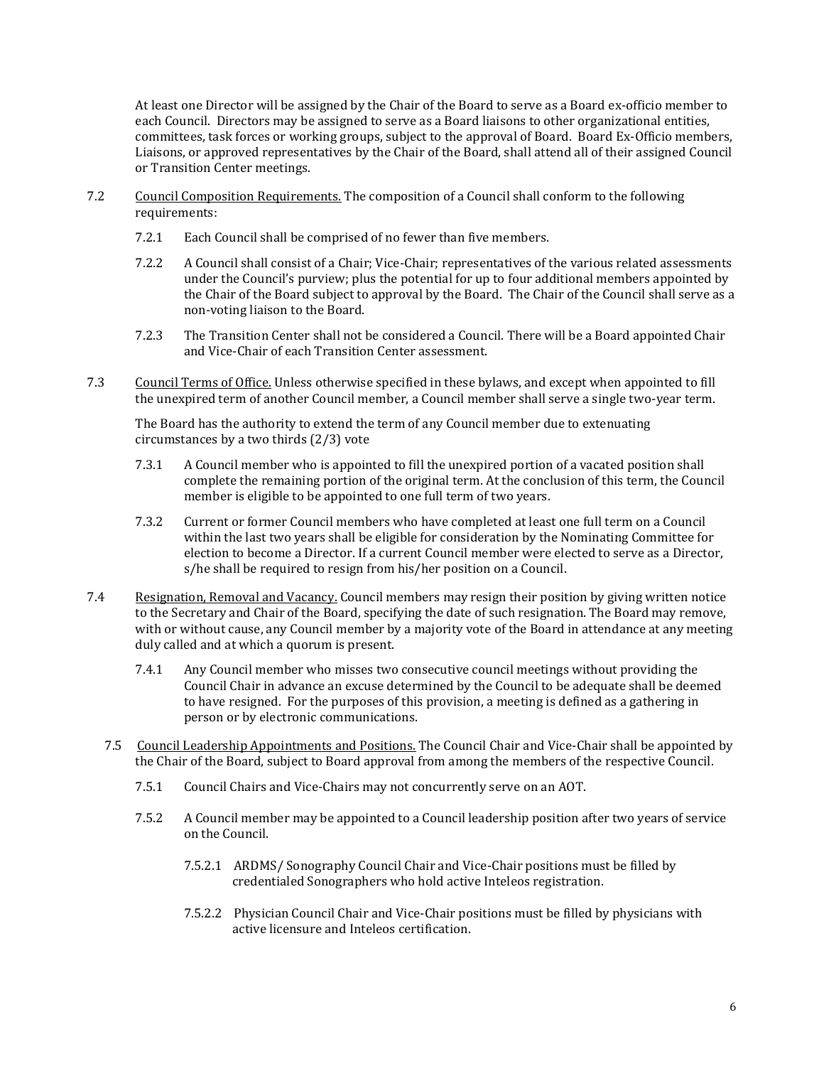At least one Director will be assigned by the Chair of the Board to serve as a Board ex-officio member to each Council. Directors may be assigned to serve as a Board liaisons to other organizational entities, committees, task forces or working groups, subject to the approval of Board. Board Ex-Officio members, Liaisons, or approved representatives by the Chair of the Board, shall attend all of their assigned Council or Transition Center meetings.

7.2 <u>Council Composition Requirements.</u> The composition of a Council shall conform to the following requirements:

7.2.1 Each Council shall be comprised of no fewer than five members.

7.2.2 A Council shall consist of a Chair; Vice-Chair; representatives of the various related assessments under the Council's purview; plus the potential for up to four additional members appointed by the Chair of the Board subject to approval by the Board. The Chair of the Council shall serve as a non-voting liaison to the Board.

7.2.3 The Transition Center shall not be considered a Council. There will be a Board appointed Chair and Vice-Chair of each Transition Center assessment.

7.3 <u>Council Terms of Office.</u> Unless otherwise specified in these bylaws, and except when appointed to fill the unexpired term of another Council member, a Council member shall serve a single two-year term.

The Board has the authority to extend the term of any Council member due to extenuating circumstances by a two thirds (2/3) vote

7.3.1 A Council member who is appointed to fill the unexpired portion of a vacated position shall complete the remaining portion of the original term. At the conclusion of this term, the Council member is eligible to be appointed to one full term of two years.

7.3.2 Current or former Council members who have completed at least one full term on a Council within the last two years shall be eligible for consideration by the Nominating Committee for election to become a Director. If a current Council member were elected to serve as a Director, s/he shall be required to resign from his/her position on a Council.

7.4 <u>Resignation, Removal and Vacancy.</u> Council members may resign their position by giving written notice to the Secretary and Chair of the Board, specifying the date of such resignation. The Board may remove, with or without cause, any Council member by a majority vote of the Board in attendance at any meeting duly called and at which a quorum is present.

7.4.1 Any Council member who misses two consecutive council meetings without providing the Council Chair in advance an excuse determined by the Council to be adequate shall be deemed to have resigned. For the purposes of this provision, a meeting is defined as a gathering in person or by electronic communications.

7.5 <u>Council Leadership Appointments and Positions.</u> The Council Chair and Vice-Chair shall be appointed by the Chair of the Board, subject to Board approval from among the members of the respective Council.

7.5.1 Council Chairs and Vice-Chairs may not concurrently serve on an AOT.

7.5.2 A Council member may be appointed to a Council leadership position after two years of service on the Council.

7.5.2.1 ARDMS/ Sonography Council Chair and Vice-Chair positions must be filled by credentialed Sonographers who hold active Inteleos registration.

7.5.2.2 Physician Council Chair and Vice-Chair positions must be filled by physicians with active licensure and Inteleos certification.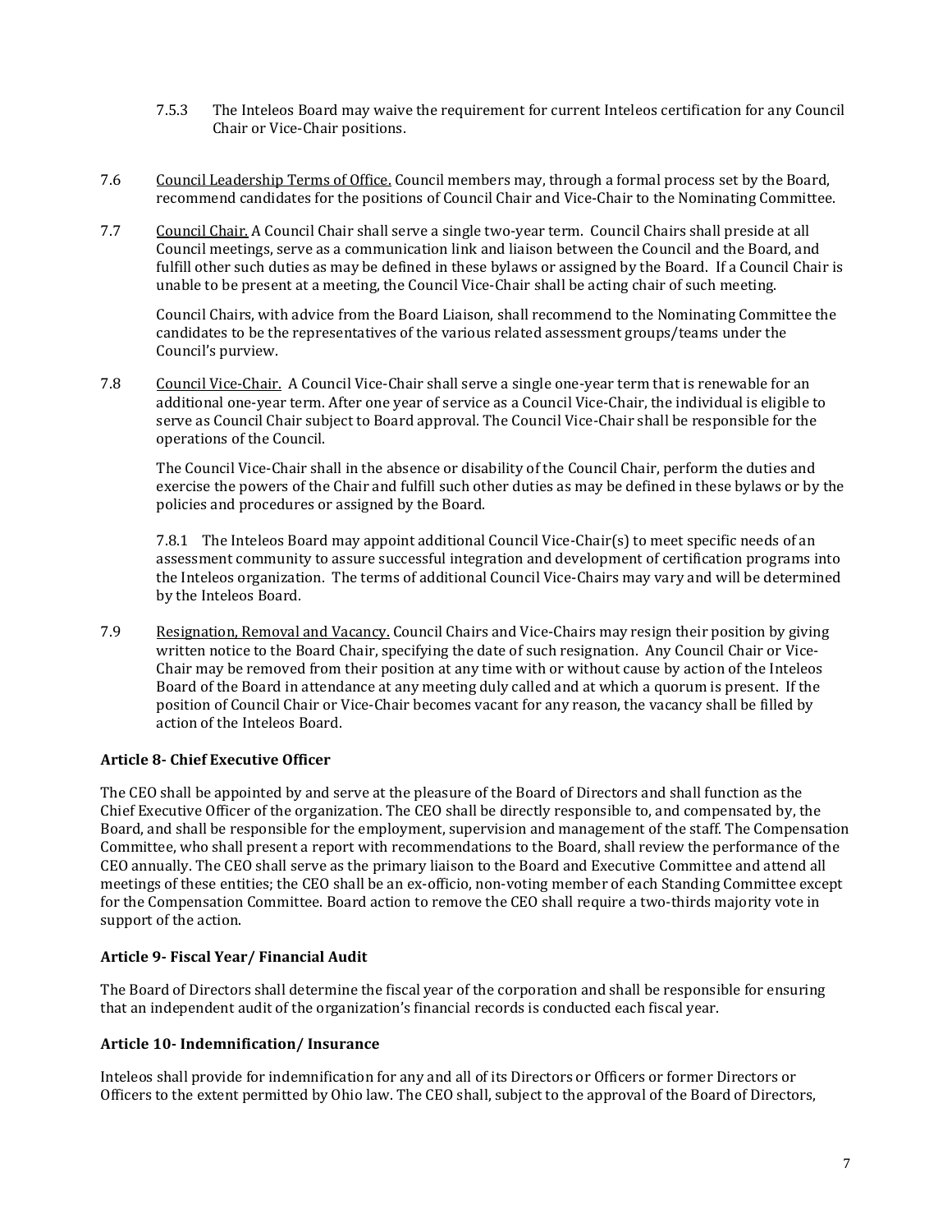7.5.3 The Inteleos Board may waive the requirement for current Inteleos certification for any Council Chair or Vice-Chair positions.

7.6 Council Leadership Terms of Office. Council members may, through a formal process set by the Board, recommend candidates for the positions of Council Chair and Vice-Chair to the Nominating Committee.

7.7 Council Chair. A Council Chair shall serve a single two-year term. Council Chairs shall preside at all Council meetings, serve as a communication link and liaison between the Council and the Board, and fulfill other such duties as may be defined in these bylaws or assigned by the Board. If a Council Chair is unable to be present at a meeting, the Council Vice-Chair shall be acting chair of such meeting.

Council Chairs, with advice from the Board Liaison, shall recommend to the Nominating Committee the candidates to be the representatives of the various related assessment groups/teams under the Council's purview.

7.8 Council Vice-Chair. A Council Vice-Chair shall serve a single one-year term that is renewable for an additional one-year term. After one year of service as a Council Vice-Chair, the individual is eligible to serve as Council Chair subject to Board approval. The Council Vice-Chair shall be responsible for the operations of the Council.

The Council Vice-Chair shall in the absence or disability of the Council Chair, perform the duties and exercise the powers of the Chair and fulfill such other duties as may be defined in these bylaws or by the policies and procedures or assigned by the Board.

7.8.1 The Inteleos Board may appoint additional Council Vice-Chair(s) to meet specific needs of an assessment community to assure successful integration and development of certification programs into the Inteleos organization. The terms of additional Council Vice-Chairs may vary and will be determined by the Inteleos Board.

7.9 Resignation, Removal and Vacancy. Council Chairs and Vice-Chairs may resign their position by giving written notice to the Board Chair, specifying the date of such resignation. Any Council Chair or Vice-Chair may be removed from their position at any time with or without cause by action of the Inteleos Board of the Board in attendance at any meeting duly called and at which a quorum is present. If the position of Council Chair or Vice-Chair becomes vacant for any reason, the vacancy shall be filled by action of the Inteleos Board.

### Article 8- Chief Executive Officer

The CEO shall be appointed by and serve at the pleasure of the Board of Directors and shall function as the Chief Executive Officer of the organization. The CEO shall be directly responsible to, and compensated by, the Board, and shall be responsible for the employment, supervision and management of the staff. The Compensation Committee, who shall present a report with recommendations to the Board, shall review the performance of the CEO annually. The CEO shall serve as the primary liaison to the Board and Executive Committee and attend all meetings of these entities; the CEO shall be an ex-officio, non-voting member of each Standing Committee except for the Compensation Committee. Board action to remove the CEO shall require a two-thirds majority vote in support of the action.

### Article 9- Fiscal Year/ Financial Audit

The Board of Directors shall determine the fiscal year of the corporation and shall be responsible for ensuring that an independent audit of the organization's financial records is conducted each fiscal year.

### Article 10- Indemnification/ Insurance

Inteleos shall provide for indemnification for any and all of its Directors or Officers or former Directors or Officers to the extent permitted by Ohio law. The CEO shall, subject to the approval of the Board of Directors,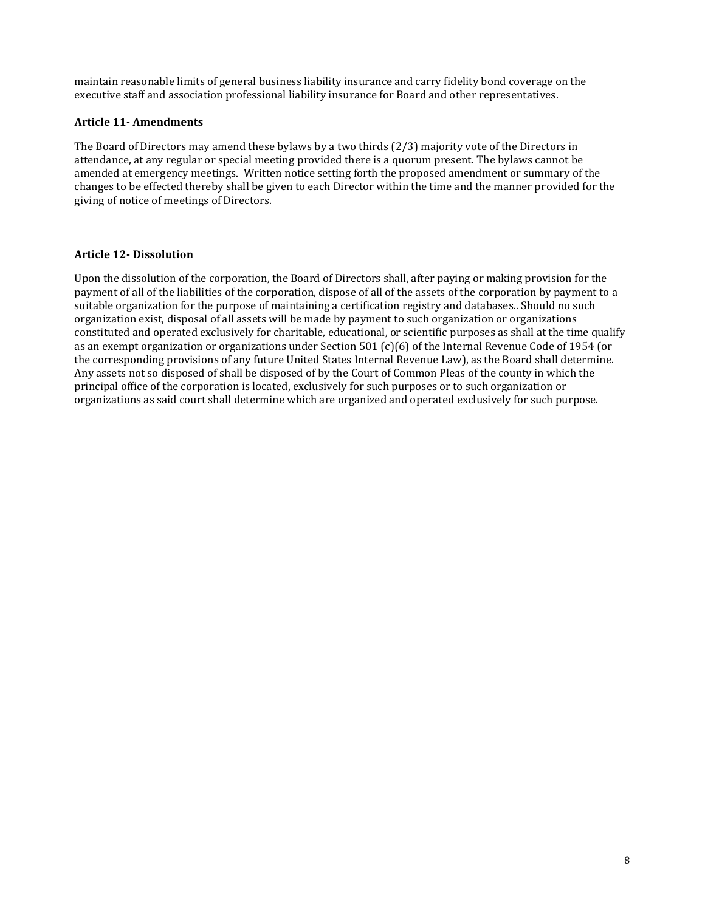maintain reasonable limits of general business liability insurance and carry fidelity bond coverage on the executive staff and association professional liability insurance for Board and other representatives.

**Article 11- Amendments**

The Board of Directors may amend these bylaws by a two thirds (2/3) majority vote of the Directors in attendance, at any regular or special meeting provided there is a quorum present. The bylaws cannot be amended at emergency meetings. Written notice setting forth the proposed amendment or summary of the changes to be effected thereby shall be given to each Director within the time and the manner provided for the giving of notice of meetings of Directors.

**Article 12- Dissolution**

Upon the dissolution of the corporation, the Board of Directors shall, after paying or making provision for the payment of all of the liabilities of the corporation, dispose of all of the assets of the corporation by payment to a suitable organization for the purpose of maintaining a certification registry and databases.. Should no such organization exist, disposal of all assets will be made by payment to such organization or organizations constituted and operated exclusively for charitable, educational, or scientific purposes as shall at the time qualify as an exempt organization or organizations under Section 501 (c)(6) of the Internal Revenue Code of 1954 (or the corresponding provisions of any future United States Internal Revenue Law), as the Board shall determine. Any assets not so disposed of shall be disposed of by the Court of Common Pleas of the county in which the principal office of the corporation is located, exclusively for such purposes or to such organization or organizations as said court shall determine which are organized and operated exclusively for such purpose.